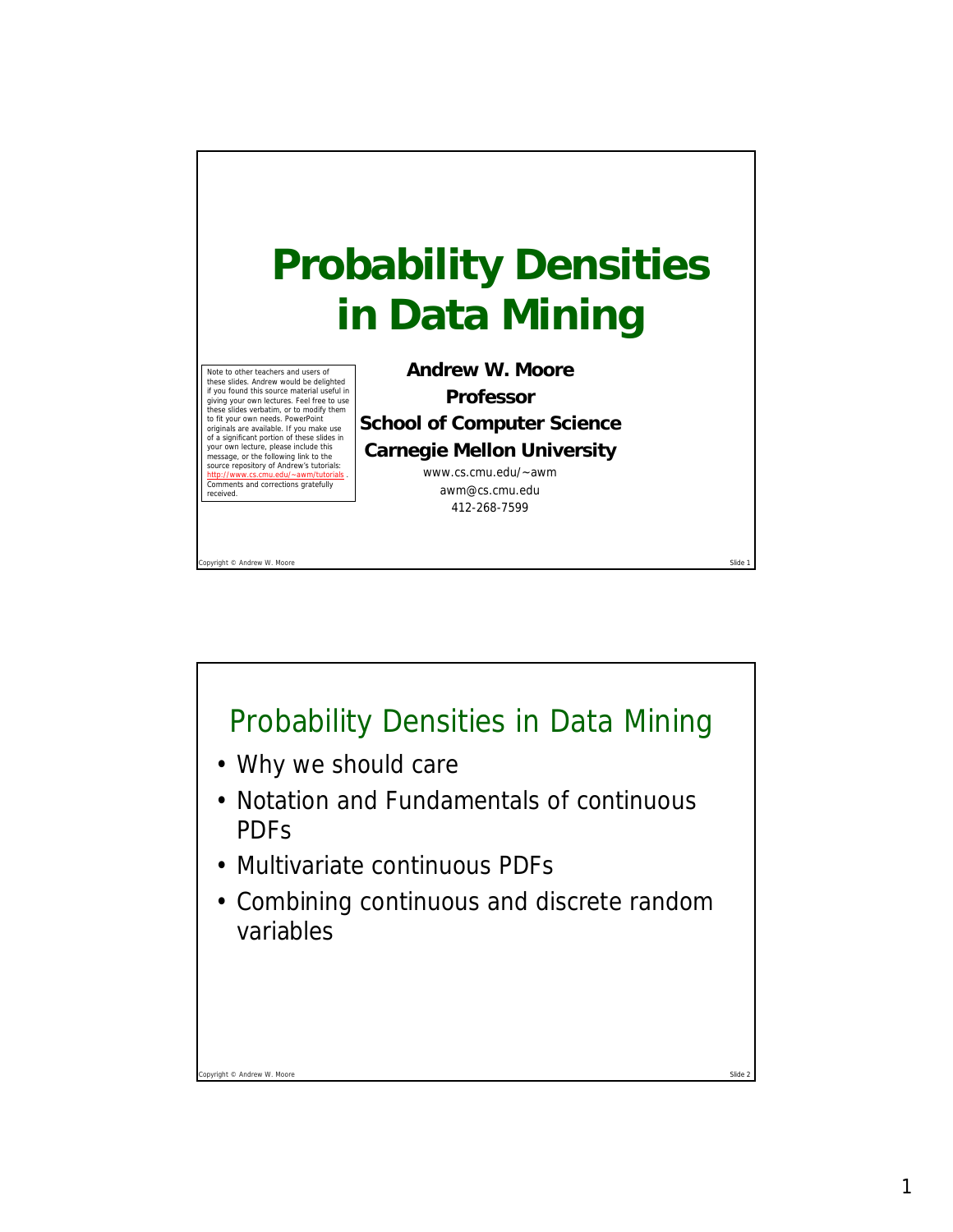# Probability Densities in Data Mining

Note to other teachers and users of these slides. Andrew would be delighted if you found this source material useful in giving your own lectures. Feel free to use these slides verbatim, or to modify them to fit your own needs. PowerPoint originals are available. If you make use of a significant portion of these slides in your own lecture, please include this message, or the following link to the source repository of Andrew's tutorials: http://www.cs.cmu.edu/~awm/tutorials . Comments and corrections gratefully received.

**Andrew W. Moore**
**Professor**
**School of Computer Science**
**Carnegie Mellon University**

www.cs.cmu.edu/~awm
awm@cs.cmu.edu
412-268-7599

Copyright © Andrew W. Moore

## Probability Densities in Data Mining

- Why we should care
- Notation and Fundamentals of continuous PDFs
- Multivariate continuous PDFs
- Combining continuous and discrete random variables

Copyright © Andrew W. Moore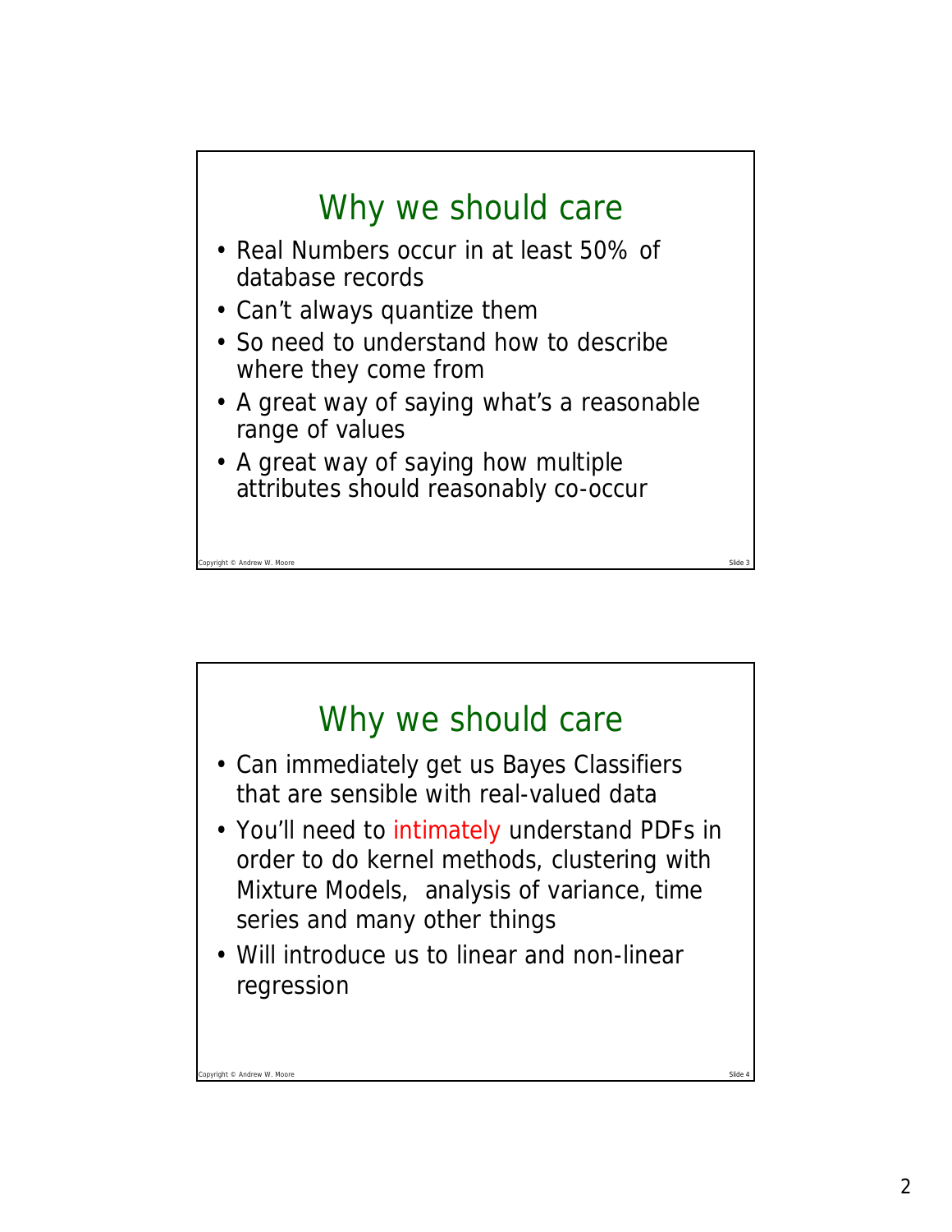## Why we should care

- Real Numbers occur in at least 50% of database records
- Can't always quantize them
- So need to understand how to describe where they come from
- A great way of saying what's a reasonable range of values
- A great way of saying how multiple attributes should reasonably co-occur

## Why we should care

- Can immediately get us Bayes Classifiers that are sensible with real-valued data
- You'll need to intimately understand PDFs in order to do kernel methods, clustering with Mixture Models, analysis of variance, time series and many other things
- Will introduce us to linear and non-linear regression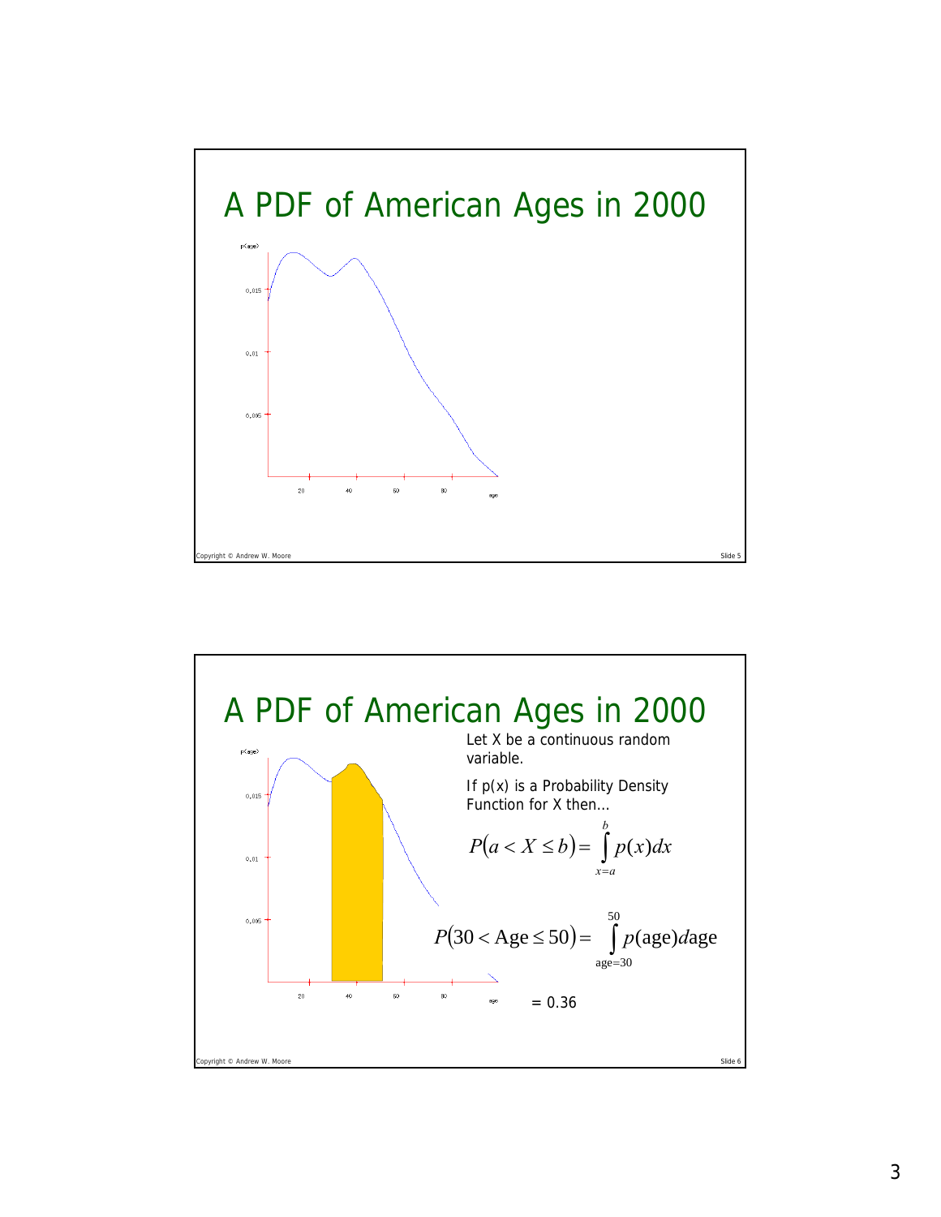# A PDF of American Ages in 2000

p(age)

0.015

0.01

0.005

20

40

60

80

age

# A PDF of American Ages in 2000

Let X be a continuous random variable.

If p(x) is a Probability Density Function for X then…

$$P(a < X \le b) = \int_{x=a}^{b} p(x)dx$$

$$P(30 < \text{Age} \le 50) = \int_{\text{age}=30}^{50} p(\text{age})d\text{age}$$

$$= 0.36$$

p(age)

0.015

0.01

0.005

20

40

60

80

age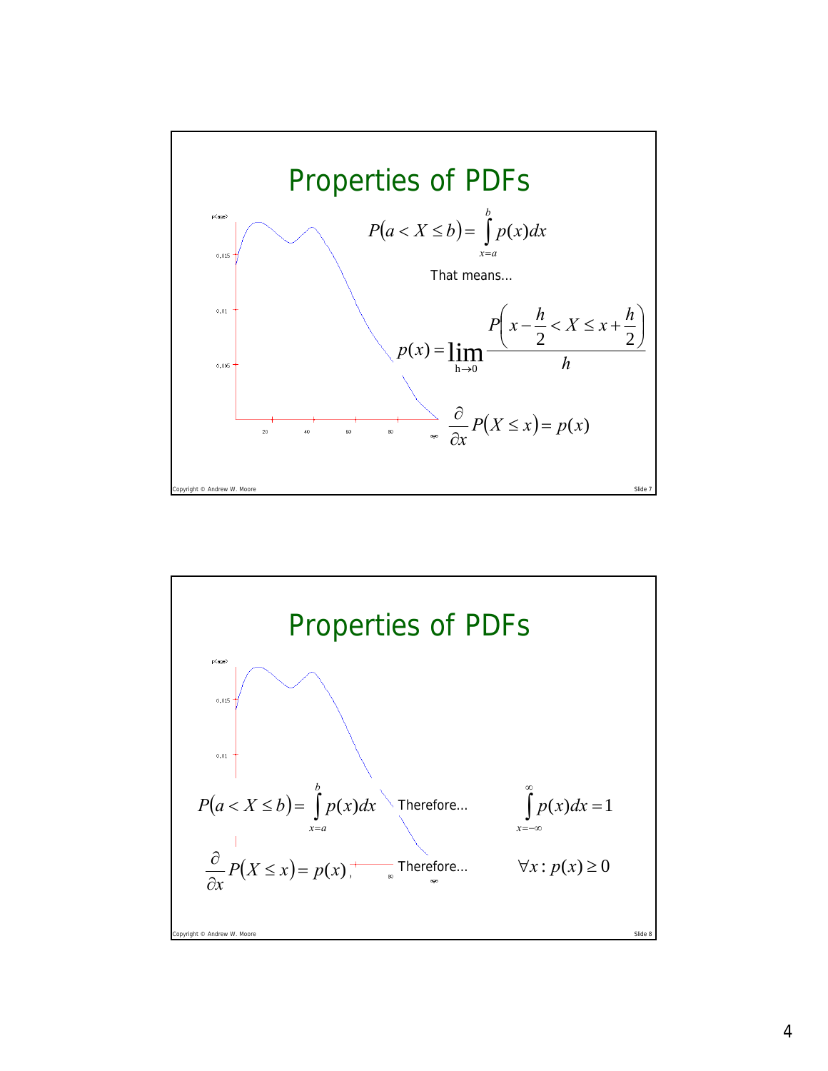# Properties of PDFs

$$P(a < X \le b) = \int_{x=a}^{b} p(x)dx$$

That means…

$$p(x) = \lim_{h \to 0} \frac{P\left(x - \frac{h}{2} < X \le x + \frac{h}{2}\right)}{h}$$

$$\frac{\partial}{\partial x} P(X \le x) = p(x)$$

# Properties of PDFs

$$P(a < X \le b) = \int_{x=a}^{b} p(x)dx$$

Therefore…

$$\int_{x=-\infty}^{\infty} p(x)dx = 1$$

$$\frac{\partial}{\partial x} P(X \le x) = p(x)$$

Therefore…

$$\forall x : p(x) \ge 0$$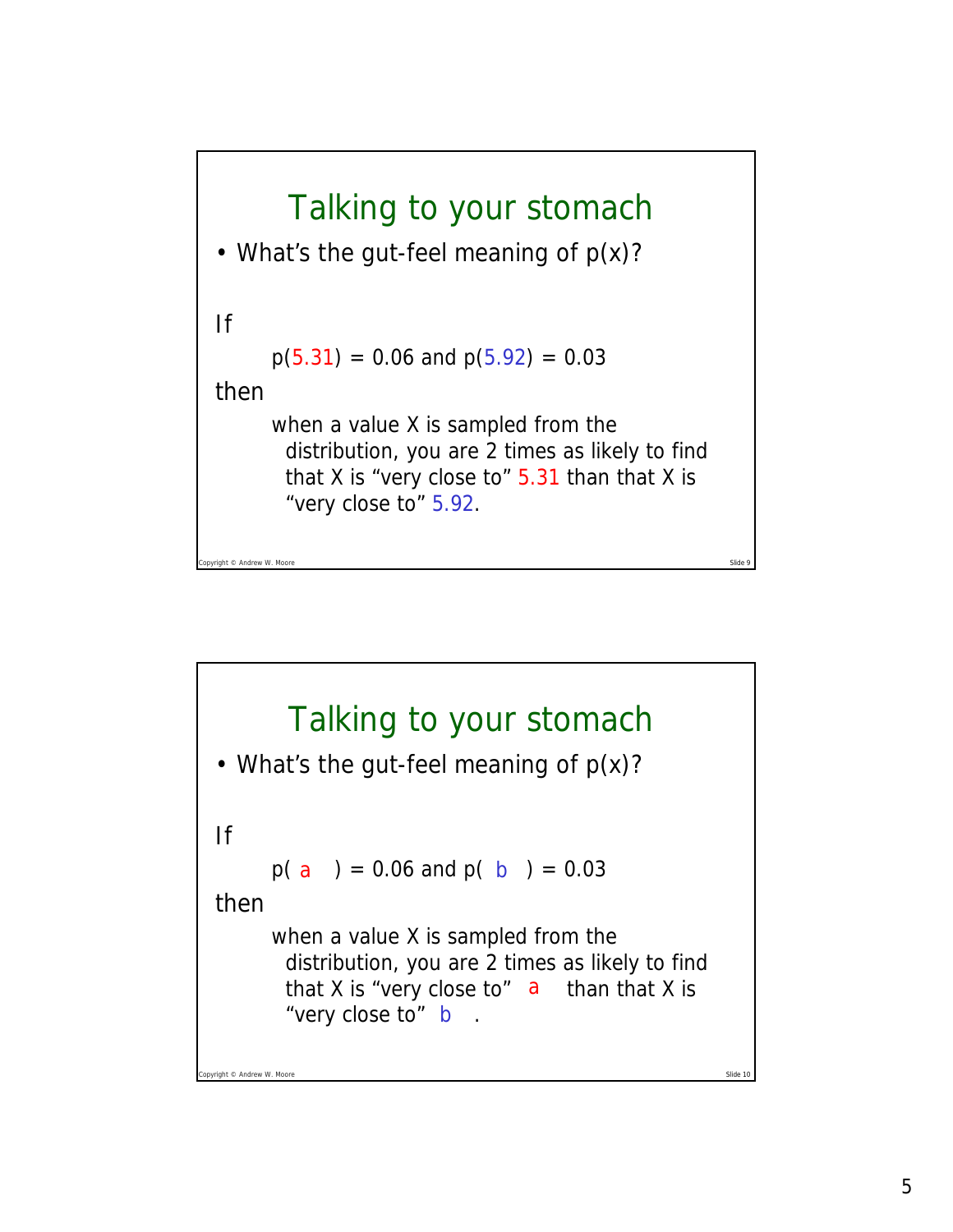## Talking to your stomach

- What's the gut-feel meaning of $p(x)$?

If

$p(5.31) = 0.06$ and $p(5.92) = 0.03$

then

when a value X is sampled from the distribution, you are 2 times as likely to find that X is "very close to" 5.31 than that X is "very close to" 5.92.

Copyright © Andrew W. Moore

## Talking to your stomach

- What's the gut-feel meaning of $p(x)$?

If

$p(a) = 0.06$ and $p(b) = 0.03$

then

when a value X is sampled from the distribution, you are 2 times as likely to find that X is "very close to" a than that X is "very close to" b.

Copyright © Andrew W. Moore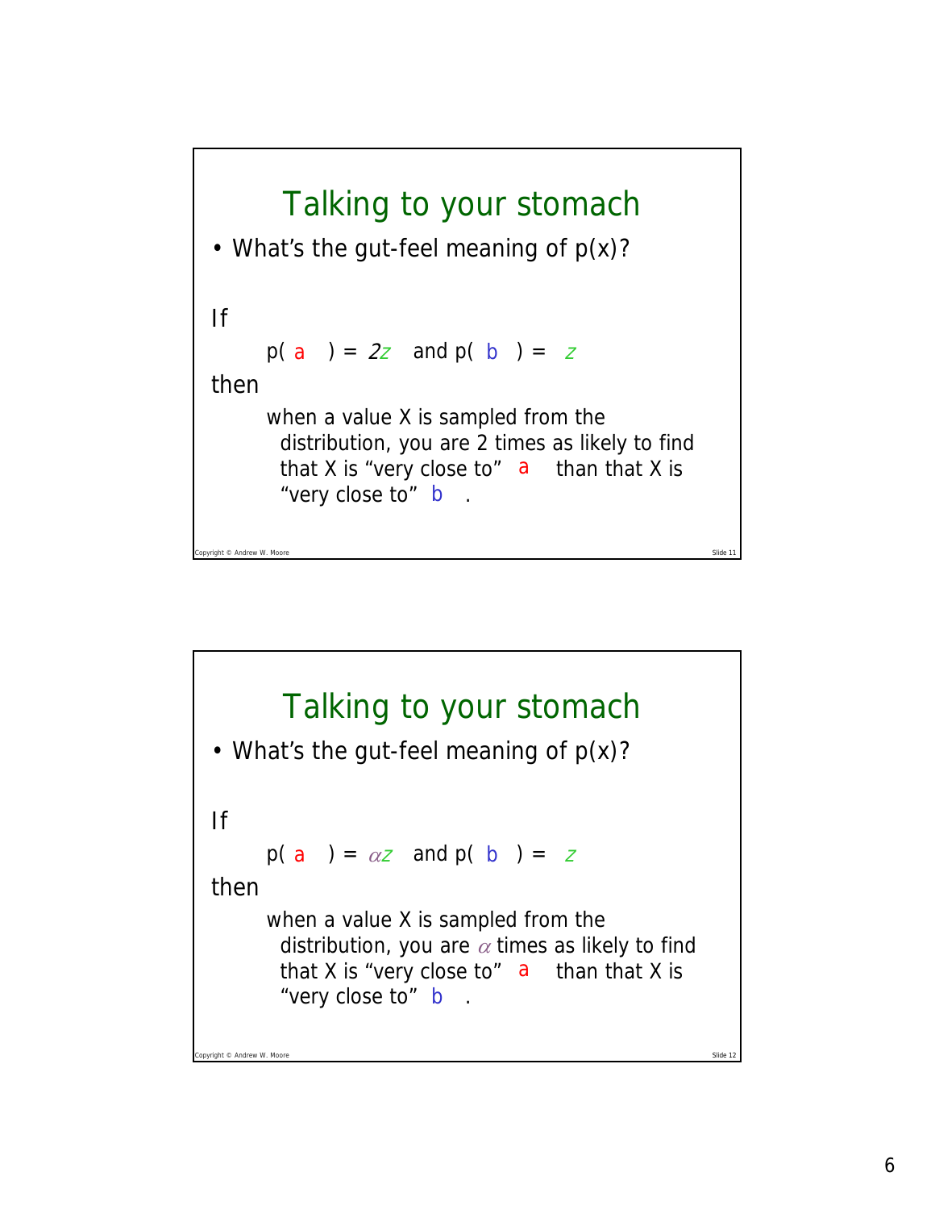## Talking to your stomach

- What's the gut-feel meaning of $p(x)$?

If

$p(a) = 2z$ and $p(b) = z$

then

when a value X is sampled from the distribution, you are 2 times as likely to find that X is "very close to" a than that X is "very close to" b.

Copyright © Andrew W. Moore Slide 11

## Talking to your stomach

- What's the gut-feel meaning of $p(x)$?

If

$p(a) = \alpha z$ and $p(b) = z$

then

when a value X is sampled from the distribution, you are $\alpha$ times as likely to find that X is "very close to" a than that X is "very close to" b.

Copyright © Andrew W. Moore Slide 12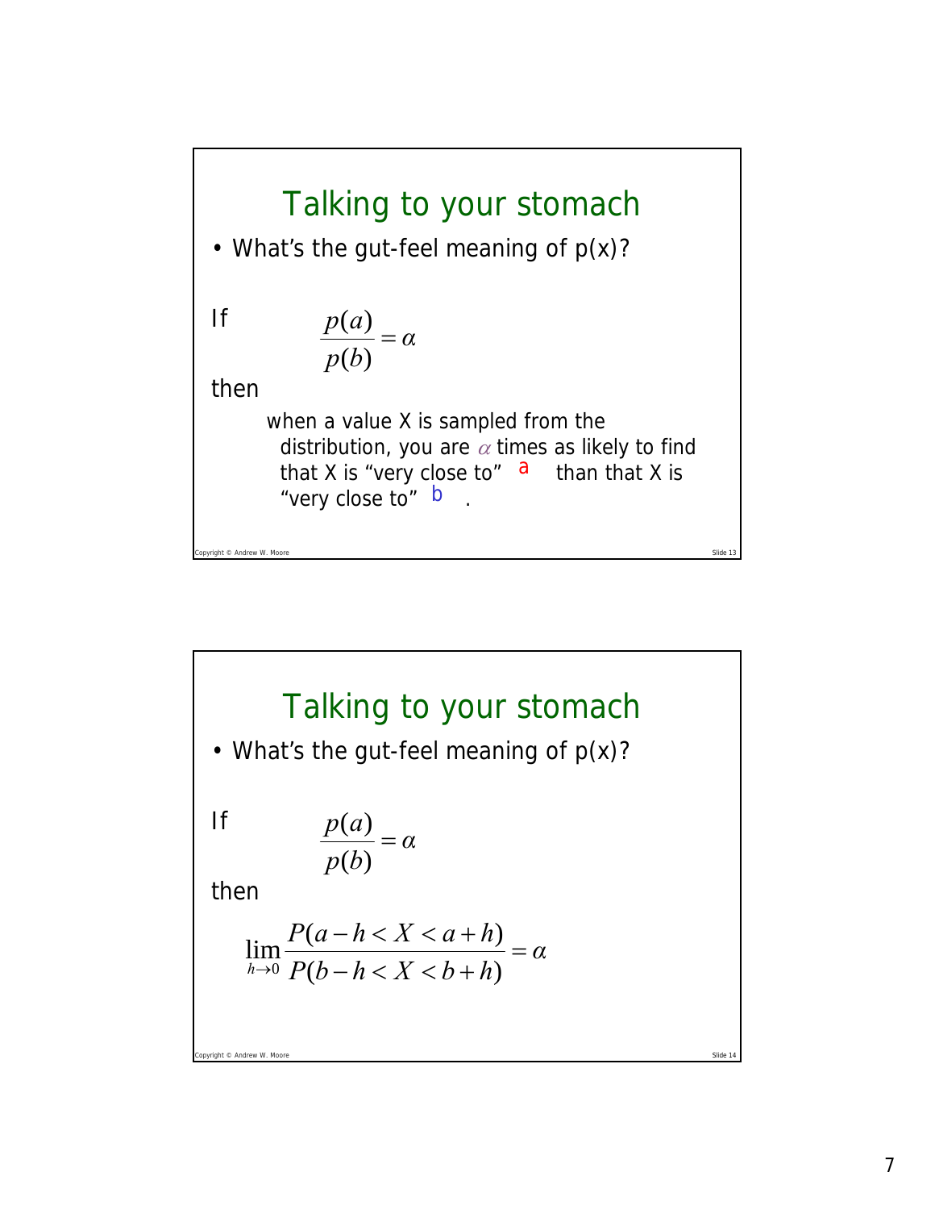## Talking to your stomach

- What's the gut-feel meaning of p(x)?

If

$$\frac{p(a)}{p(b)} = \alpha$$

then

when a value X is sampled from the distribution, you are $\alpha$ times as likely to find that X is "very close to" a than that X is "very close to" b.

## Talking to your stomach

- What's the gut-feel meaning of p(x)?

If

$$\frac{p(a)}{p(b)} = \alpha$$

then

$$\lim_{h \to 0} \frac{P(a-h < X < a+h)}{P(b-h < X < b+h)} = \alpha$$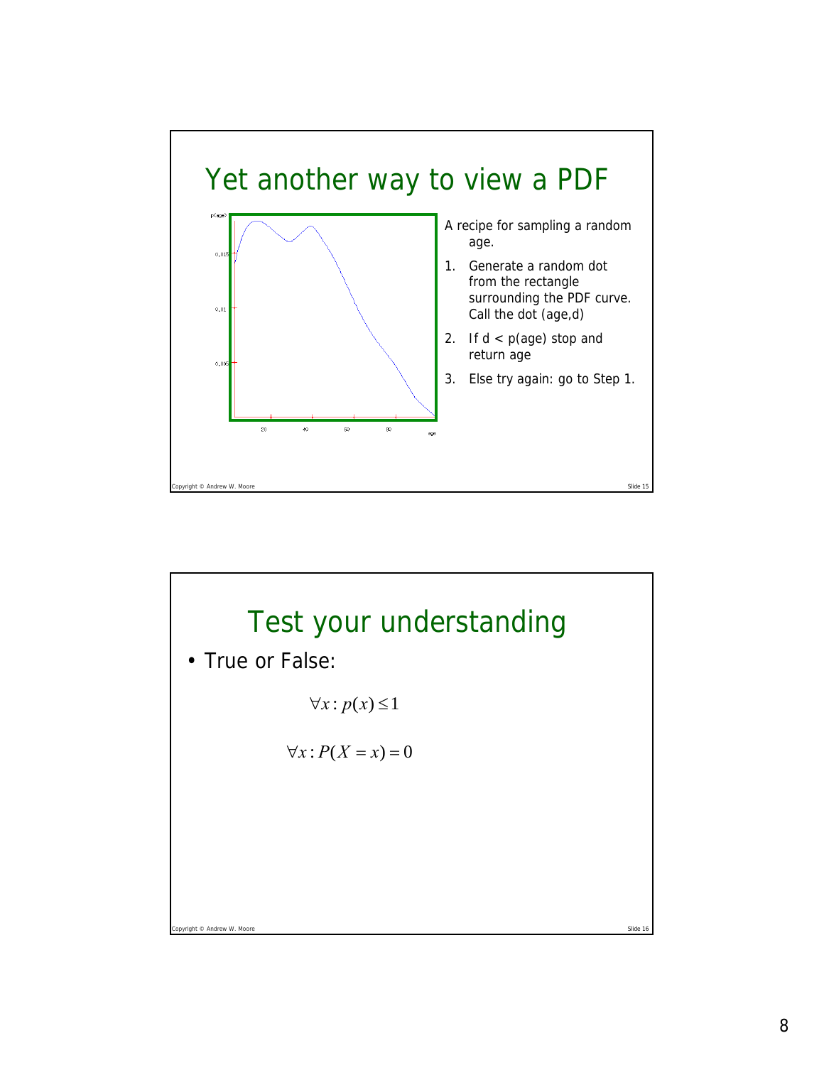# Yet another way to view a PDF

p(age)

0.015

0.01

0.005

20

40

60

80

age

A recipe for sampling a random age.

1. Generate a random dot from the rectangle surrounding the PDF curve. Call the dot (age,d)
2. If d < p(age) stop and return age
3. Else try again: go to Step 1.

# Test your understanding

- True or False:

$$\forall x : p(x) \leq 1$$

$$\forall x : P(X = x) = 0$$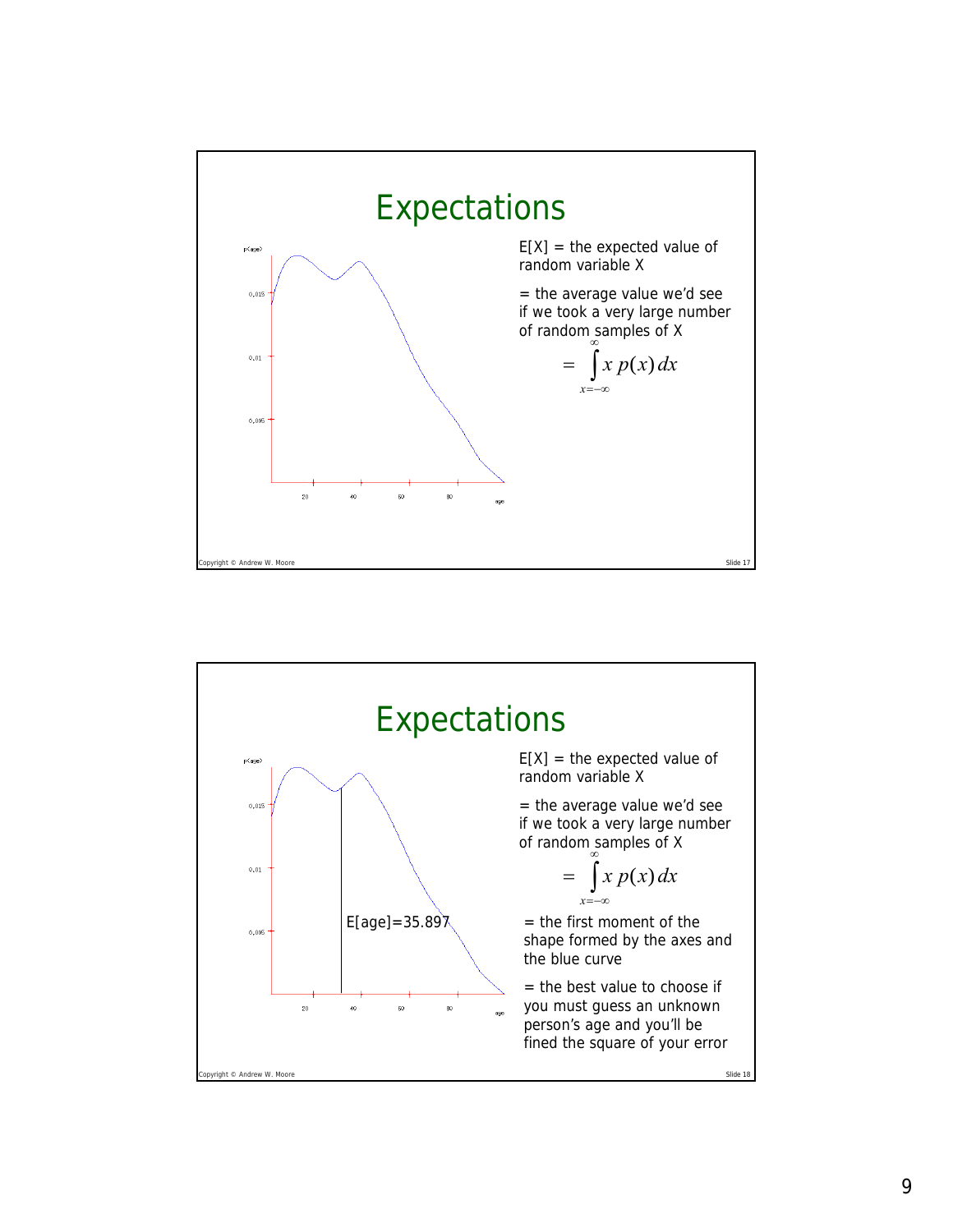# Expectations

p(age)

0.015

0.01

0.005

20

40

60

80

age

E[X] = the expected value of random variable X

= the average value we'd see if we took a very large number of random samples of X

$$= \int_{x=-\infty}^{\infty} x \, p(x) \, dx$$

# Expectations

p(age)

0.015

0.01

0.005

20

40

60

80

age

E[age]=35.897

E[X] = the expected value of random variable X

= the average value we'd see if we took a very large number of random samples of X

$$= \int_{x=-\infty}^{\infty} x \, p(x) \, dx$$

= the first moment of the shape formed by the axes and the blue curve

= the best value to choose if you must guess an unknown person's age and you'll be fined the square of your error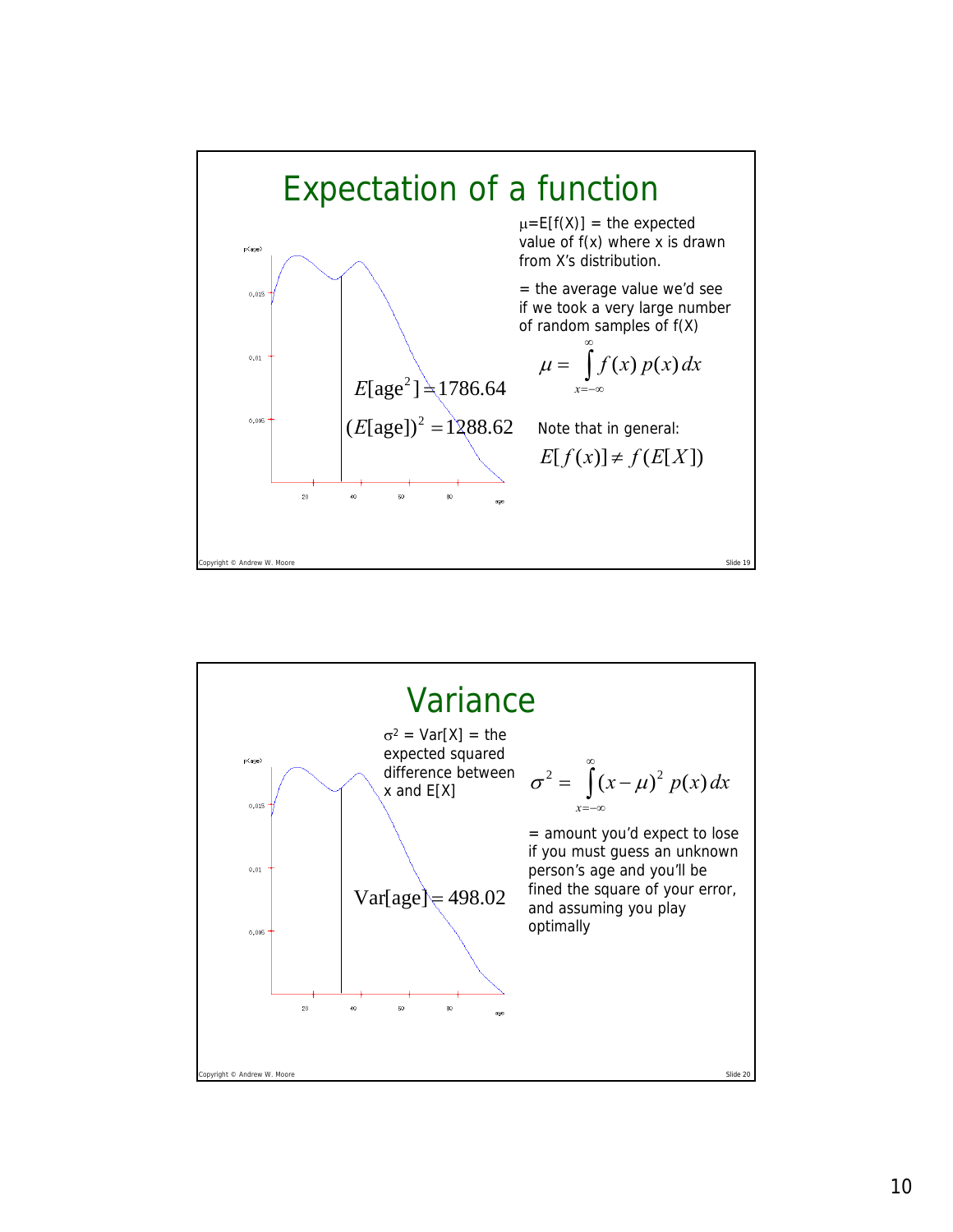# Expectation of a function

p(age)

0.015

0.01

0.005

20

40

60

80

age

$E[\text{age}^2] = 1786.64$

$(E[\text{age}])^2 = 1288.62$

$\mu$=E[f(X)] = the expected value of f(x) where x is drawn from X's distribution.

= the average value we'd see if we took a very large number of random samples of f(X)

$$\mu = \int_{x=-\infty}^{\infty} f(x)\, p(x)\, dx$$

Note that in general:

$$E[f(x)] \neq f(E[X])$$

Copyright © Andrew W. Moore

Slide 19

# Variance

p(age)

0.015

0.01

0.005

20

40

60

80

age

$\text{Var}[\text{age}] = 498.02$

$\sigma^2$ = Var[X] = the expected squared difference between x and E[X]

$$\sigma^2 = \int_{x=-\infty}^{\infty} (x - \mu)^2\, p(x)\, dx$$

= amount you'd expect to lose if you must guess an unknown person's age and you'll be fined the square of your error, and assuming you play optimally

Copyright © Andrew W. Moore

Slide 20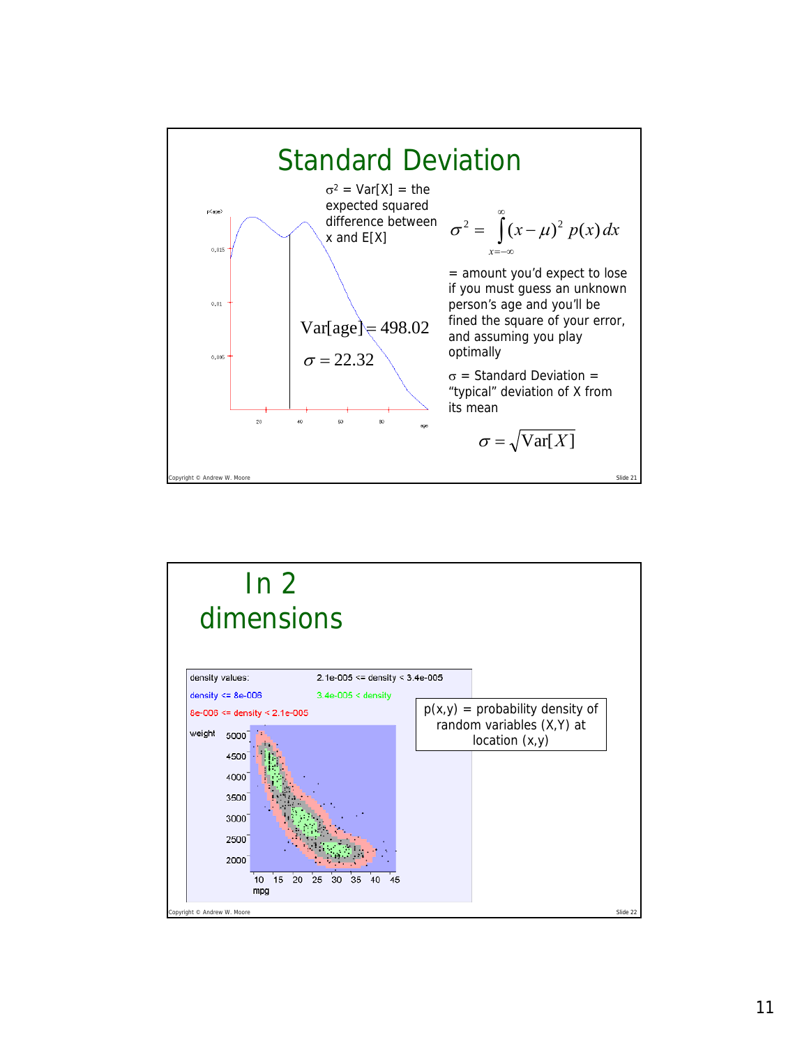# Standard Deviation

$\sigma^2$ = Var[X] = the expected squared difference between x and E[X]

$$\sigma^2 = \int_{x=-\infty}^{\infty} (x-\mu)^2 \, p(x) \, dx$$

= amount you'd expect to lose if you must guess an unknown person's age and you'll be fined the square of your error, and assuming you play optimally

$\sigma$ = Standard Deviation = "typical" deviation of X from its mean

$$\sigma = \sqrt{\mathrm{Var}[X]}$$

p(age)

0.015

0.01

0.005

20

40

60

80

age

$\mathrm{Var[age]} = 498.02$

$\sigma = 22.32$

Copyright © Andrew W. Moore

Slide 21

# In 2 dimensions

density values:

density <= 8e-006

8e-006 <= density < 2.1e-005

2.1e-005 <= density < 3.4e-005

3.4e-005 < density

weight

5000

4500

4000

3500

3000

2500

2000

10 15 20 25 30 35 40 45

mpg

p(x,y) = probability density of random variables (X,Y) at location (x,y)

Copyright © Andrew W. Moore

Slide 22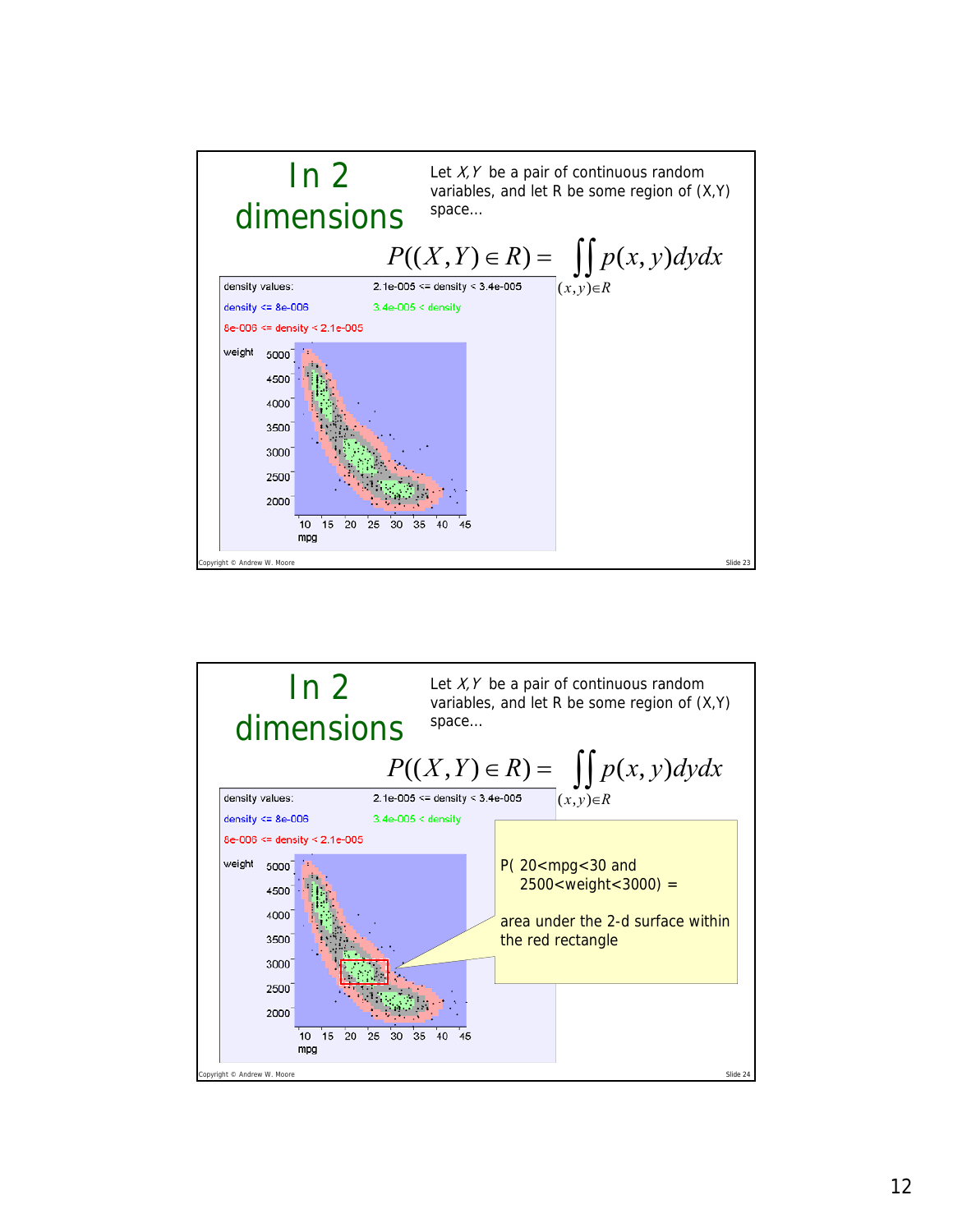## In 2 dimensions

Let *X,Y* be a pair of continuous random variables, and let R be some region of (X,Y) space…

$$P((X,Y) \in R) = \iint_{(x,y)\in R} p(x,y)\,dy\,dx$$

density values:

density <= 8e-006

8e-006 <= density < 2.1e-005

2.1e-005 <= density < 3.4e-005

3.4e-005 < density

weight

5000
4500
4000
3500
3000
2500
2000

10 15 20 25 30 35 40 45

mpg

Copyright © Andrew W. Moore

## In 2 dimensions

Let *X,Y* be a pair of continuous random variables, and let R be some region of (X,Y) space…

$$P((X,Y) \in R) = \iint_{(x,y)\in R} p(x,y)\,dy\,dx$$

density values:

density <= 8e-006

8e-006 <= density < 2.1e-005

2.1e-005 <= density < 3.4e-005

3.4e-005 < density

weight

5000
4500
4000
3500
3000
2500
2000

10 15 20 25 30 35 40 45

mpg

P( 20<mpg<30 and 2500<weight<3000) =

area under the 2-d surface within the red rectangle

Copyright © Andrew W. Moore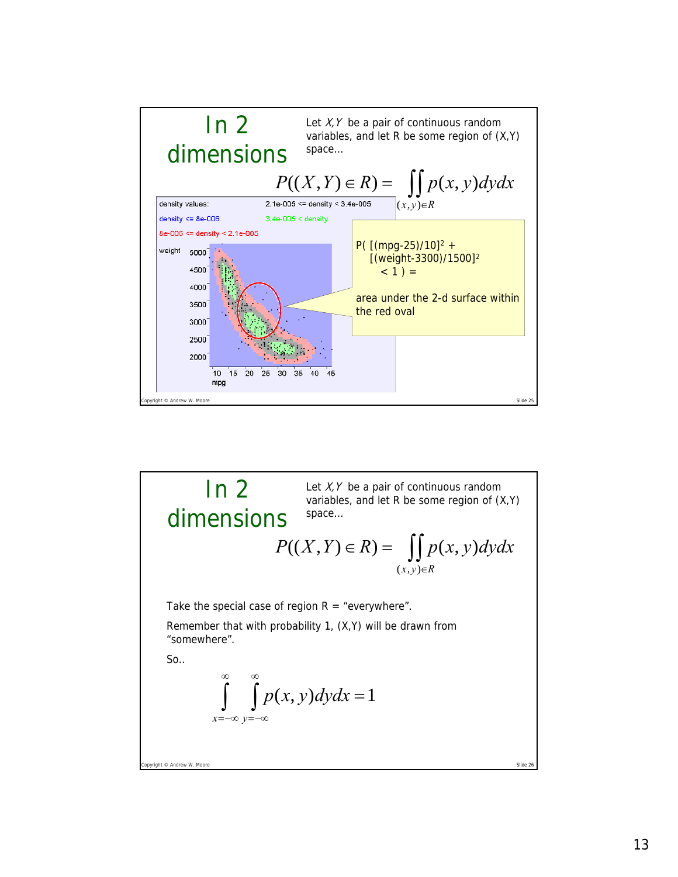# In 2 dimensions

Let *X,Y* be a pair of continuous random variables, and let R be some region of (X,Y) space…

$$P((X,Y) \in R) = \iint_{(x,y)\in R} p(x,y)\,dy\,dx$$

density values:

density <= 8e-006

8e-006 <= density < 2.1e-005

2.1e-005 <= density < 3.4e-005

3.4e-005 < density

weight

5000

4500

4000

3500

3000

2500

2000

10 15 20 25 30 35 40 45

mpg

P( [(mpg-25)/10]$^2$ + [(weight-3300)/1500]$^2$ < 1 ) =

area under the 2-d surface within the red oval

# In 2 dimensions

Let *X,Y* be a pair of continuous random variables, and let R be some region of (X,Y) space…

$$P((X,Y) \in R) = \iint_{(x,y)\in R} p(x,y)\,dy\,dx$$

Take the special case of region R = “everywhere”.

Remember that with probability 1, (X,Y) will be drawn from “somewhere”.

So..

$$\int_{x=-\infty}^{\infty} \int_{y=-\infty}^{\infty} p(x,y)\,dy\,dx = 1$$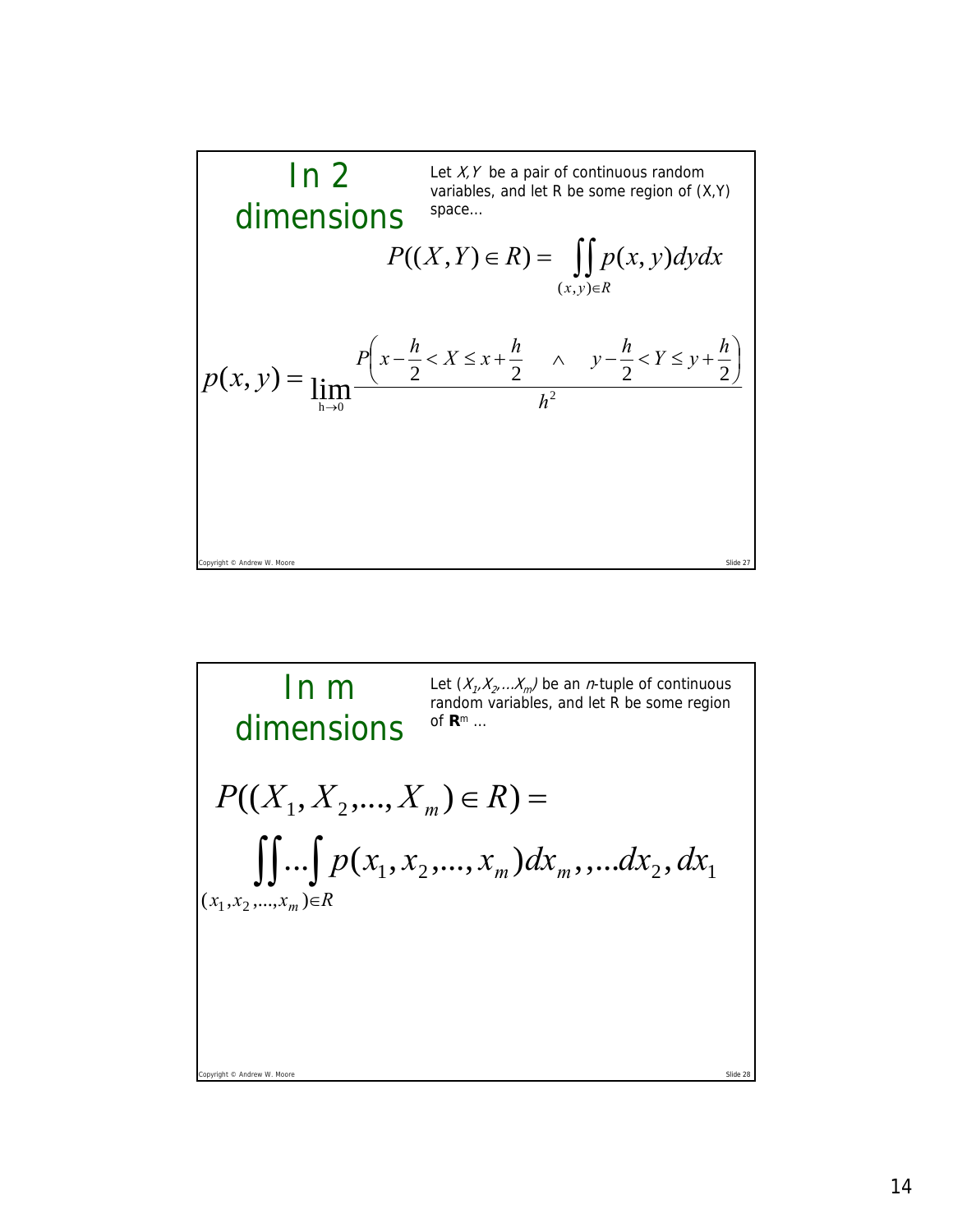## In 2 dimensions

Let *X,Y* be a pair of continuous random variables, and let R be some region of (X,Y) space…

$$P((X,Y) \in R) = \iint_{(x,y)\in R} p(x,y)\,dy\,dx$$

$$p(x,y) = \lim_{h\to 0} \frac{P\left( x - \frac{h}{2} < X \le x + \frac{h}{2} \quad \wedge \quad y - \frac{h}{2} < Y \le y + \frac{h}{2} \right)}{h^2}$$

Copyright © Andrew W. Moore — Slide 27

## In m dimensions

Let $(X_1, X_2, \ldots X_m)$ be an *n*-tuple of continuous random variables, and let R be some region of $\mathbf{R}^m$ …

$$P((X_1, X_2, \ldots, X_m) \in R) =$$

$$\iint_{(x_1,x_2,\ldots,x_m)\in R} \ldots \int p(x_1, x_2, \ldots, x_m)\,dx_m, \ldots dx_2, dx_1$$

Copyright © Andrew W. Moore — Slide 28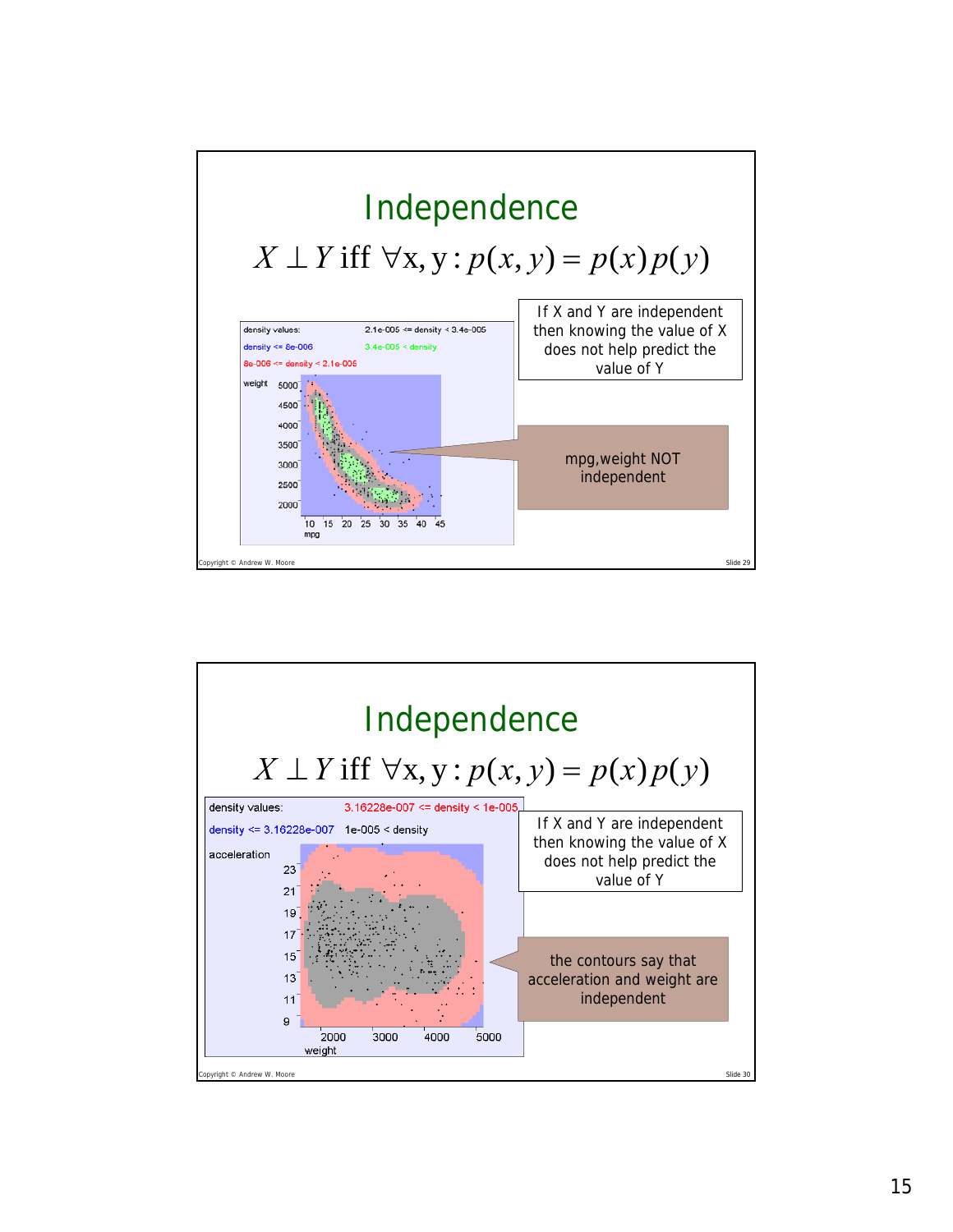# Independence

$$X \perp Y \text{ iff } \forall x, y : p(x,y) = p(x)p(y)$$

density values:

2.1e-005 <= density < 3.4e-005

density <= 8e-006

3.4e-005 < density

8e-006 <= density < 2.1e-005

weight

5000

4500

4000

3500

3000

2500

2000

10 15 20 25 30 35 40 45

mpg

If X and Y are independent then knowing the value of X does not help predict the value of Y

mpg,weight NOT independent

Copyright © Andrew W. Moore

Slide 29

# Independence

$$X \perp Y \text{ iff } \forall x, y : p(x,y) = p(x)p(y)$$

density values:

3.16228e-007 <= density < 1e-005

density <= 3.16228e-007

1e-005 < density

acceleration

23

21

19

17

15

13

11

9

2000 3000 4000 5000

weight

If X and Y are independent then knowing the value of X does not help predict the value of Y

the contours say that acceleration and weight are independent

Copyright © Andrew W. Moore

Slide 30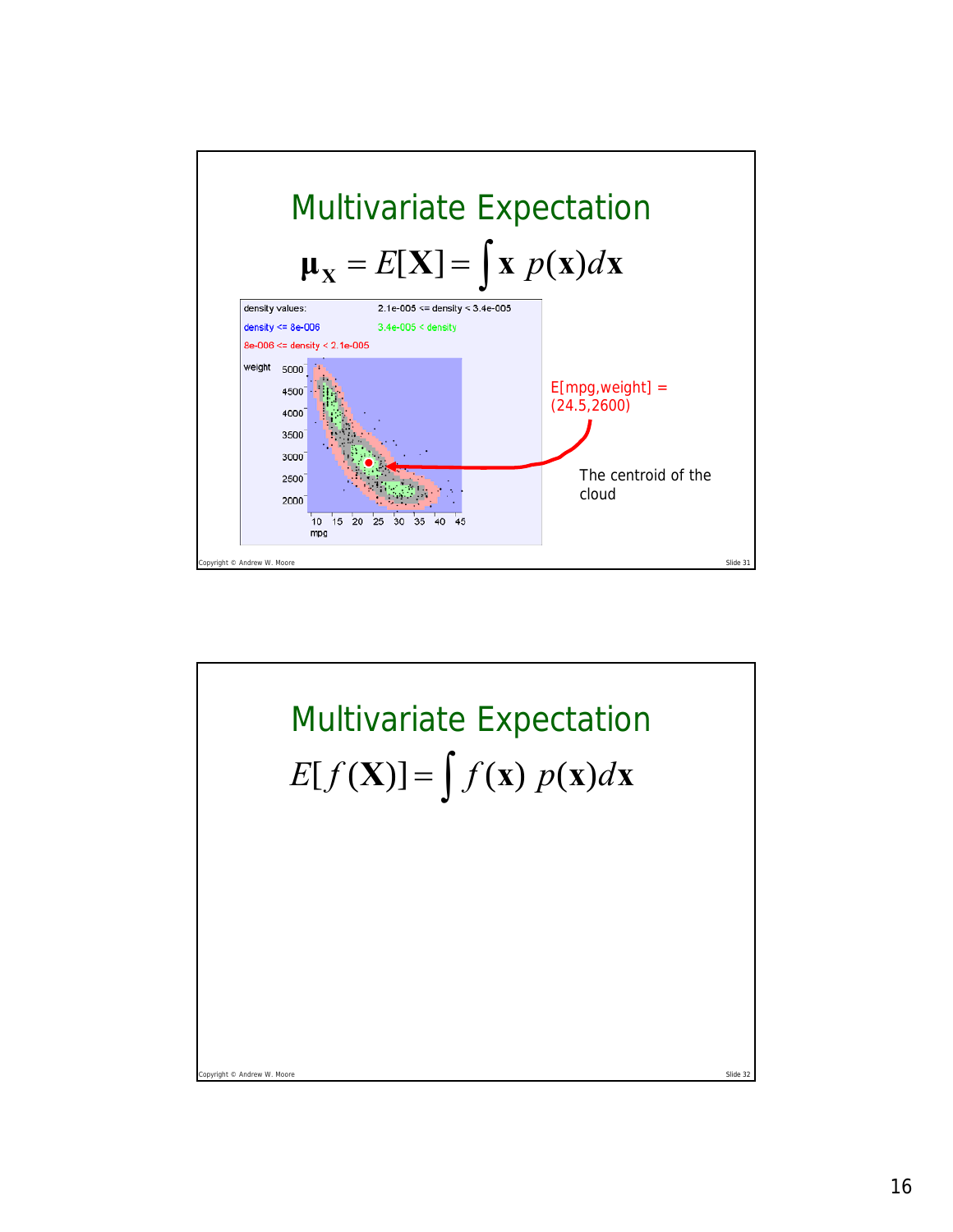## Multivariate Expectation

$$\boldsymbol{\mu}_{\mathbf{X}} = E[\mathbf{X}] = \int \mathbf{x}\; p(\mathbf{x}) d\mathbf{x}$$

density values:
2.1e-005 <= density < 3.4e-005
density <= 8e-006
3.4e-005 < density
8e-006 <= density < 2.1e-005

weight
5000
4500
4000
3500
3000
2500
2000

10 15 20 25 30 35 40 45
mpg

E[mpg,weight] = (24.5,2600)

The centroid of the cloud

## Multivariate Expectation

$$E[f(\mathbf{X})] = \int f(\mathbf{x})\; p(\mathbf{x}) d\mathbf{x}$$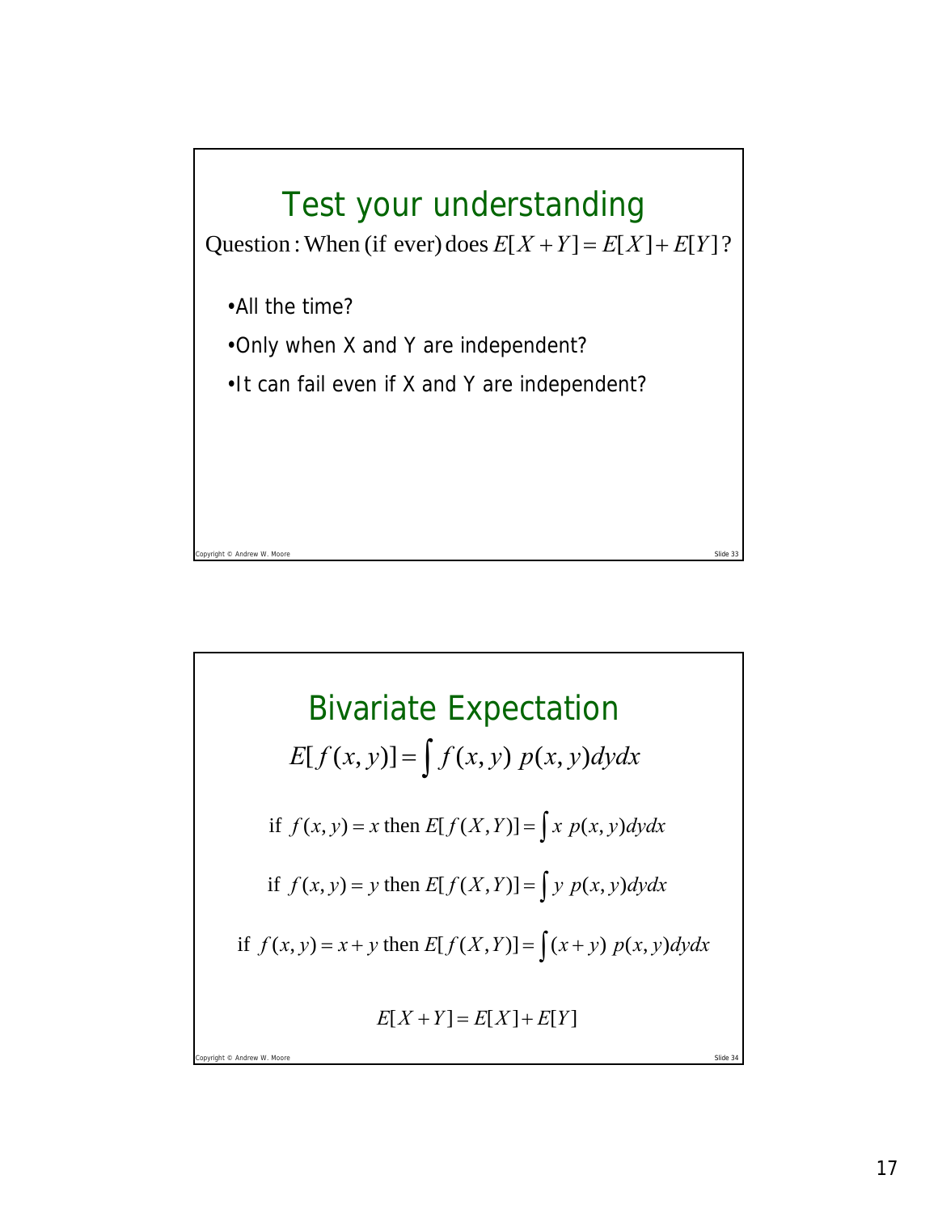## Test your understanding

Question: When (if ever) does $E[X+Y] = E[X] + E[Y]$?

- All the time?
- Only when X and Y are independent?
- It can fail even if X and Y are independent?

## Bivariate Expectation

$$E[f(x,y)] = \int f(x,y)\ p(x,y)dydx$$

$$\text{if } f(x,y) = x \text{ then } E[f(X,Y)] = \int x\ p(x,y)dydx$$

$$\text{if } f(x,y) = y \text{ then } E[f(X,Y)] = \int y\ p(x,y)dydx$$

$$\text{if } f(x,y) = x + y \text{ then } E[f(X,Y)] = \int (x+y)\ p(x,y)dydx$$

$$E[X+Y] = E[X] + E[Y]$$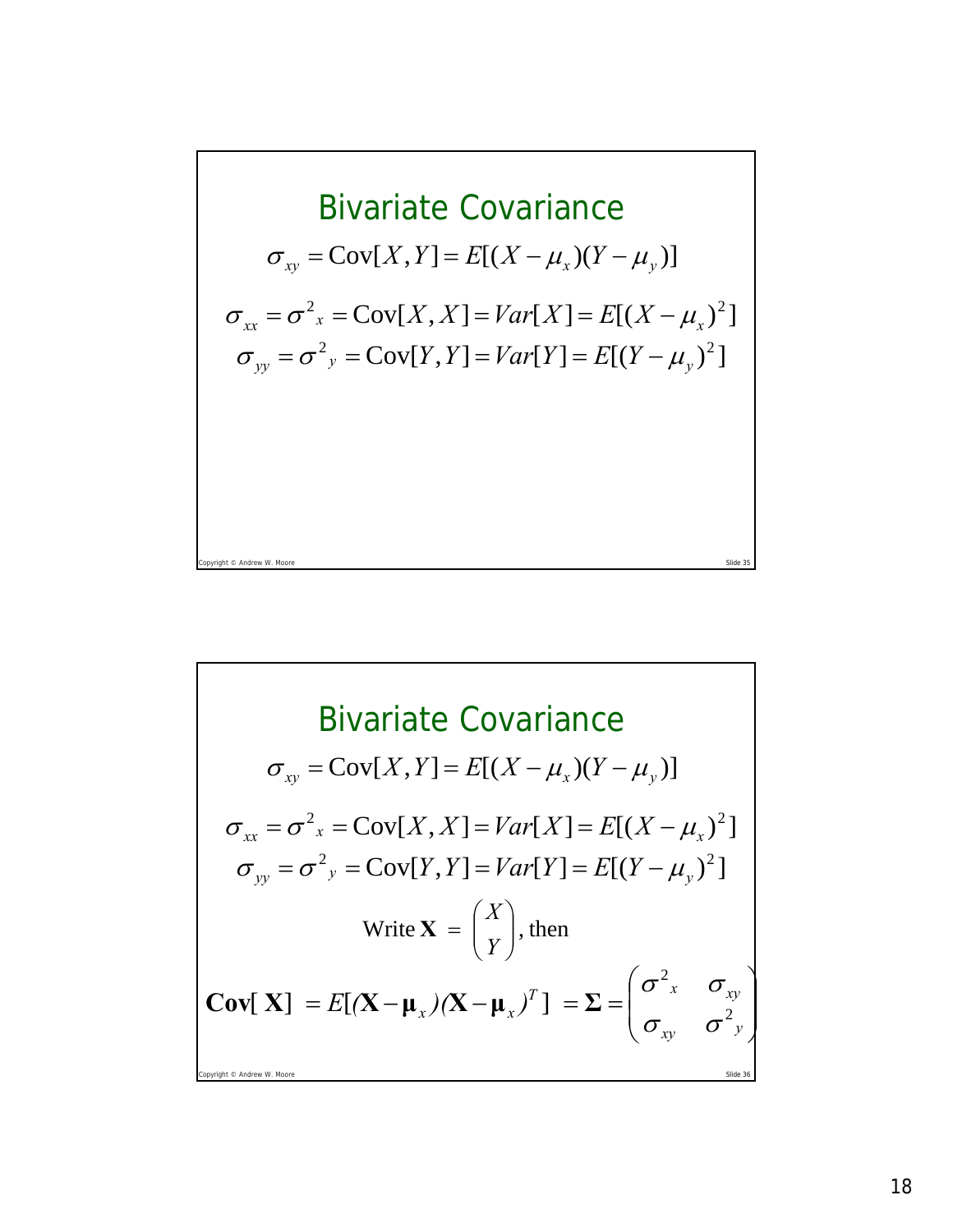## Bivariate Covariance

$$\sigma_{xy} = \text{Cov}[X,Y] = E[(X - \mu_x)(Y - \mu_y)]$$

$$\sigma_{xx} = \sigma^2{}_x = \text{Cov}[X,X] = Var[X] = E[(X - \mu_x)^2]$$

$$\sigma_{yy} = \sigma^2{}_y = \text{Cov}[Y,Y] = Var[Y] = E[(Y - \mu_y)^2]$$

Copyright © Andrew W. Moore

## Bivariate Covariance

$$\sigma_{xy} = \text{Cov}[X,Y] = E[(X - \mu_x)(Y - \mu_y)]$$

$$\sigma_{xx} = \sigma^2{}_x = \text{Cov}[X,X] = Var[X] = E[(X - \mu_x)^2]$$

$$\sigma_{yy} = \sigma^2{}_y = \text{Cov}[Y,Y] = Var[Y] = E[(Y - \mu_y)^2]$$

$$\text{Write } \mathbf{X} = \begin{pmatrix} X \\ Y \end{pmatrix}, \text{ then}$$

$$\mathbf{Cov}[\mathbf{X}] = E[(\mathbf{X} - \boldsymbol{\mu}_x)(\mathbf{X} - \boldsymbol{\mu}_x)^T] = \boldsymbol{\Sigma} = \begin{pmatrix} \sigma^2{}_x & \sigma_{xy} \\ \sigma_{xy} & \sigma^2{}_y \end{pmatrix}$$

Copyright © Andrew W. Moore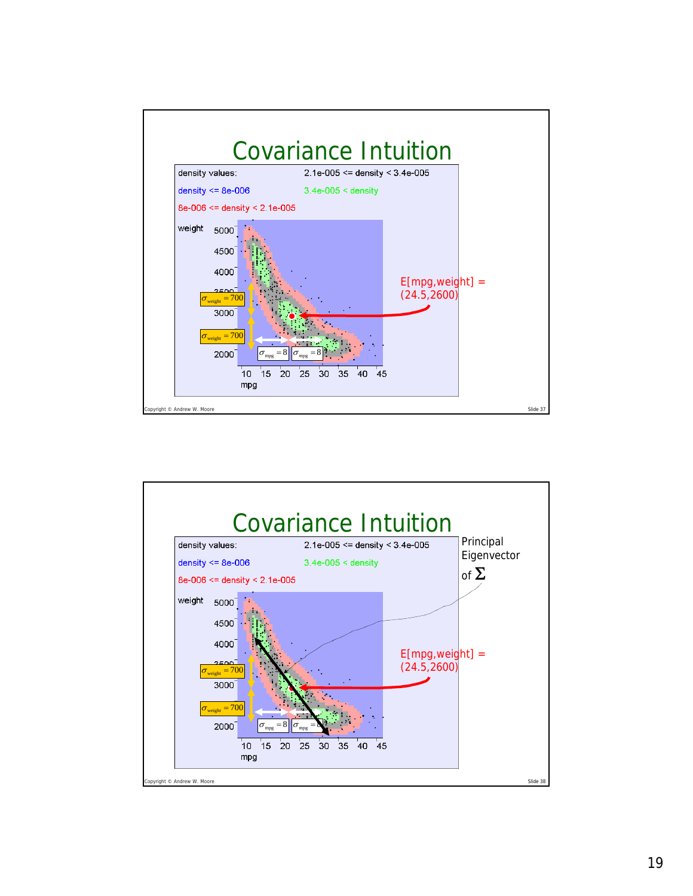# Covariance Intuition

density values:

density <= 8e-006

8e-006 <= density < 2.1e-005

2.1e-005 <= density < 3.4e-005

3.4e-005 < density

weight

5000

4500

4000

3500

3000

2000

$\sigma_{weight} = 700$

$\sigma_{weight} = 700$

$\sigma_{mpg} = 8$

$\sigma_{mpg} = 8$

10 15 20 25 30 35 40 45

mpg

E[mpg,weight] = (24.5,2600)

# Covariance Intuition

Principal Eigenvector of $\Sigma$

density values:

density <= 8e-006

8e-006 <= density < 2.1e-005

2.1e-005 <= density < 3.4e-005

3.4e-005 < density

weight

5000

4500

4000

3500

3000

2000

$\sigma_{weight} = 700$

$\sigma_{weight} = 700$

$\sigma_{mpg} = 8$

$\sigma_{mpg} = 8$

10 15 20 25 30 35 40 45

mpg

E[mpg,weight] = (24.5,2600)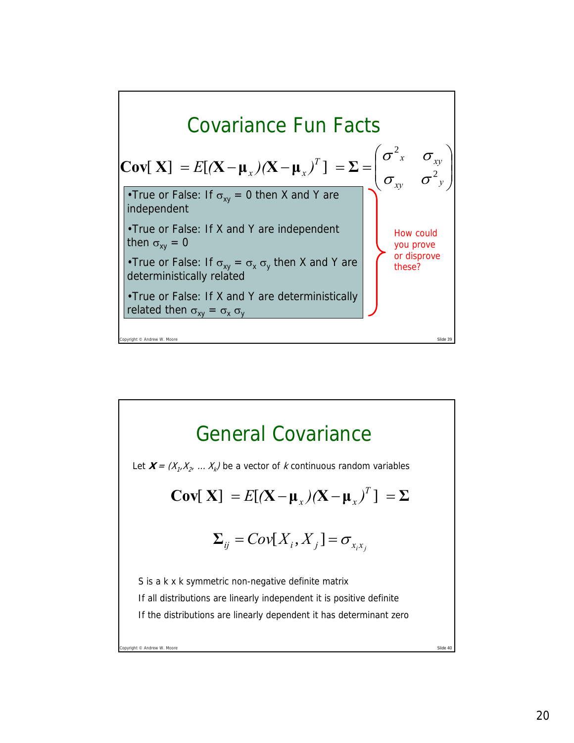# Covariance Fun Facts

$$\mathbf{Cov}[\mathbf{X}] = E[(\mathbf{X}-\boldsymbol{\mu}_x)(\mathbf{X}-\boldsymbol{\mu}_x)^T] = \boldsymbol{\Sigma} = \begin{pmatrix} \sigma^2_x & \sigma_{xy} \\ \sigma_{xy} & \sigma^2_y \end{pmatrix}$$

- True or False: If $\sigma_{xy} = 0$ then X and Y are independent
- True or False: If X and Y are independent then $\sigma_{xy} = 0$
- True or False: If $\sigma_{xy} = \sigma_x \sigma_y$ then X and Y are deterministically related
- True or False: If X and Y are deterministically related then $\sigma_{xy} = \sigma_x \sigma_y$

How could you prove or disprove these?

Copyright © Andrew W. Moore Slide 39

# General Covariance

Let $\boldsymbol{X} = (X_1, X_2, \ldots X_k)$ be a vector of $k$ continuous random variables

$$\mathbf{Cov}[\mathbf{X}] = E[(\mathbf{X}-\boldsymbol{\mu}_x)(\mathbf{X}-\boldsymbol{\mu}_x)^T] = \boldsymbol{\Sigma}$$

$$\boldsymbol{\Sigma}_{ij} = Cov[X_i, X_j] = \sigma_{x_i x_j}$$

S is a k x k symmetric non-negative definite matrix

If all distributions are linearly independent it is positive definite

If the distributions are linearly dependent it has determinant zero

Copyright © Andrew W. Moore Slide 40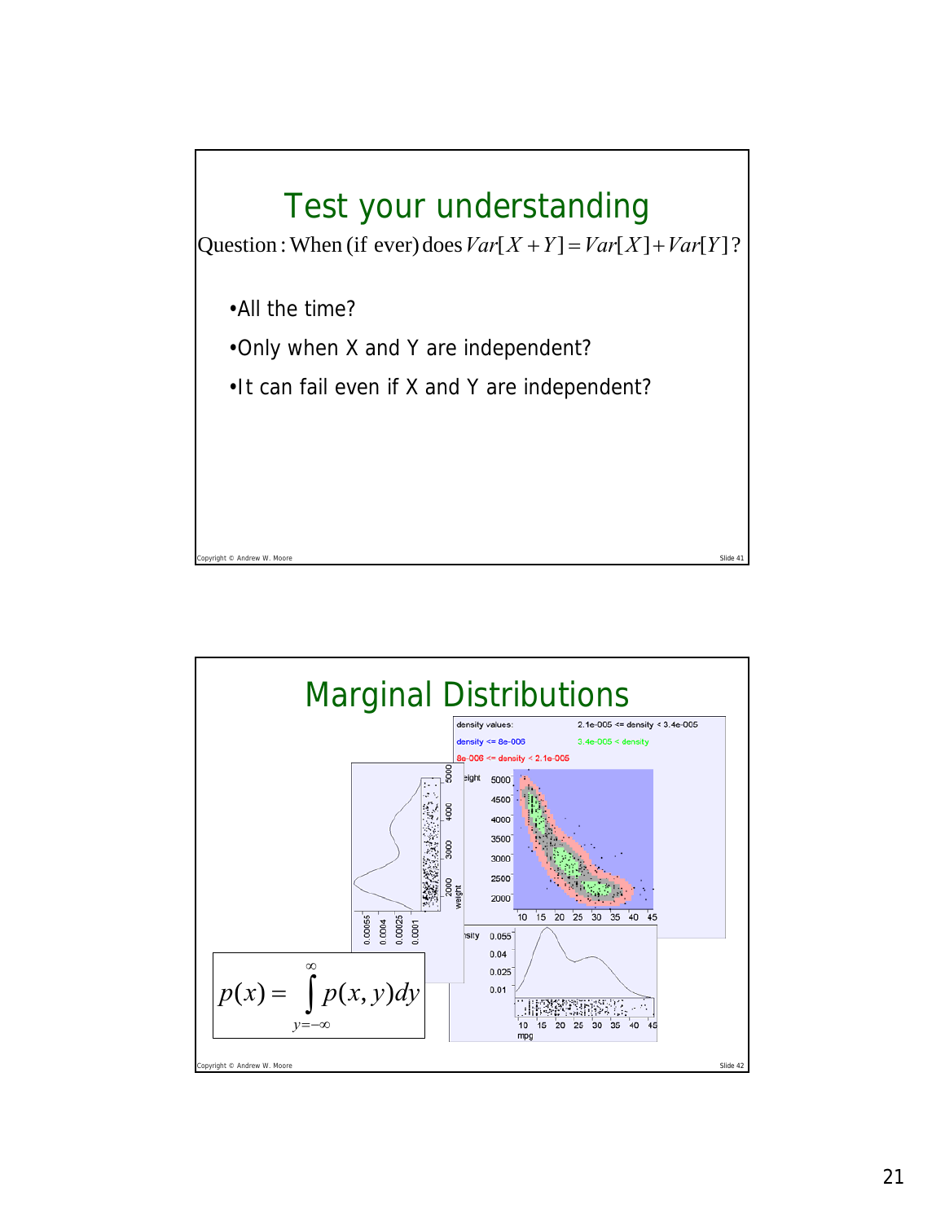# Test your understanding

Question : When (if ever) does $Var[X+Y] = Var[X] + Var[Y]$?

- All the time?
- Only when X and Y are independent?
- It can fail even if X and Y are independent?

# Marginal Distributions

density values:

2.1e-005 <= density < 3.4e-005

density <= 8e-006

3.4e-005 < density

8e-006 <= density < 2.1e-005

weight

5000
4500
4000
3500
3000
2500
2000

10 15 20 25 30 35 40 45

5000
4000
3000
2000
weight

0.00055
0.0004
0.00025
0.0001

density

0.055
0.04
0.025
0.01

10 15 20 25 30 35 40 45

mpg

$$p(x) = \int_{y=-\infty}^{\infty} p(x,y)\,dy$$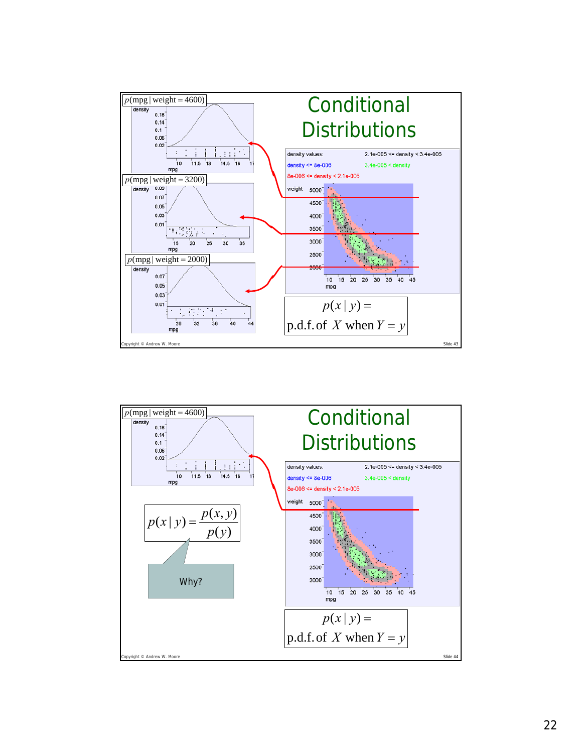# Conditional Distributions

$p(\text{mpg} \mid \text{weight} = 4600)$

density
0.18
0.14
0.1
0.06
0.02
10 11.5 13 14.5 16 17
mpg

$p(\text{mpg} \mid \text{weight} = 3200)$

density
0.09
0.07
0.05
0.03
0.01
15 20 25 30 35
mpg

$p(\text{mpg} \mid \text{weight} = 2000)$

density
0.07
0.05
0.03
0.01
28 32 36 40 44
mpg

density values:
density <= 8e-006
8e-006 <= density < 2.1e-005
2.1e-005 <= density < 3.4e-005
3.4e-005 < density

weight
5000
4500
4000
3500
3000
2500
2000
10 15 20 25 30 35 40 45
mpg

$$p(x \mid y) =$$
$$\text{p.d.f. of } X \text{ when } Y = y$$

Copyright © Andrew W. Moore

Slide 43

# Conditional Distributions

$p(\text{mpg} \mid \text{weight} = 4600)$

density
0.18
0.14
0.1
0.06
0.02
10 11.5 13 14.5 16 17
mpg

$$p(x \mid y) = \frac{p(x, y)}{p(y)}$$

Why?

density values:
density <= 8e-006
8e-006 <= density < 2.1e-005
2.1e-005 <= density < 3.4e-005
3.4e-005 < density

weight
5000
4500
4000
3500
3000
2500
2000
10 15 20 25 30 35 40 45
mpg

$$p(x \mid y) =$$
$$\text{p.d.f. of } X \text{ when } Y = y$$

Copyright © Andrew W. Moore

Slide 44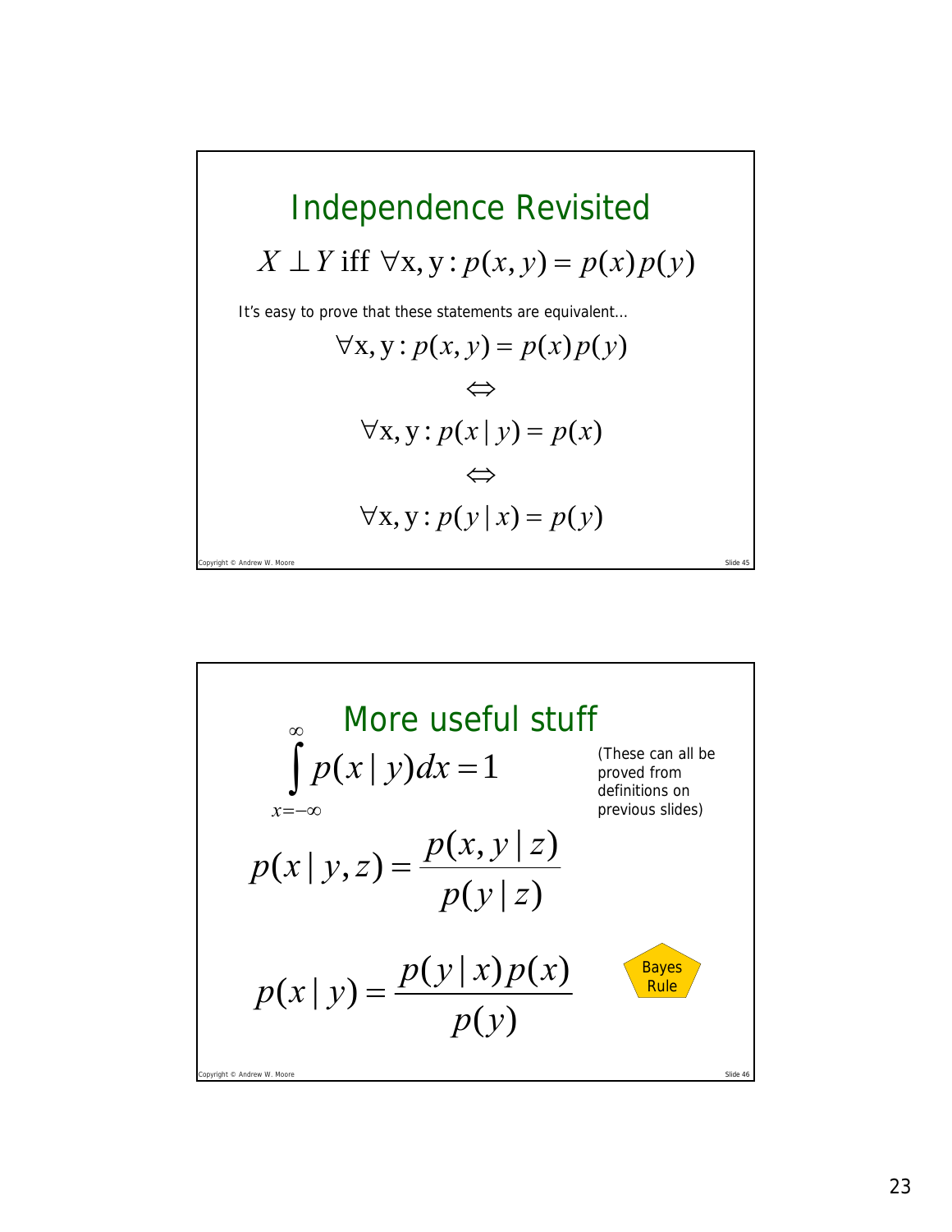## Independence Revisited

$$X \perp Y \text{ iff } \forall \text{x}, \text{y} : p(x, y) = p(x) p(y)$$

It's easy to prove that these statements are equivalent…

$$\forall \text{x}, \text{y} : p(x, y) = p(x) p(y)$$

$$\Leftrightarrow$$

$$\forall \text{x}, \text{y} : p(x \mid y) = p(x)$$

$$\Leftrightarrow$$

$$\forall \text{x}, \text{y} : p(y \mid x) = p(y)$$

Copyright © Andrew W. Moore

## More useful stuff

$$\int_{x=-\infty}^{\infty} p(x \mid y) dx = 1$$

(These can all be proved from definitions on previous slides)

$$p(x \mid y, z) = \frac{p(x, y \mid z)}{p(y \mid z)}$$

$$p(x \mid y) = \frac{p(y \mid x) p(x)}{p(y)}$$

Bayes Rule

Copyright © Andrew W. Moore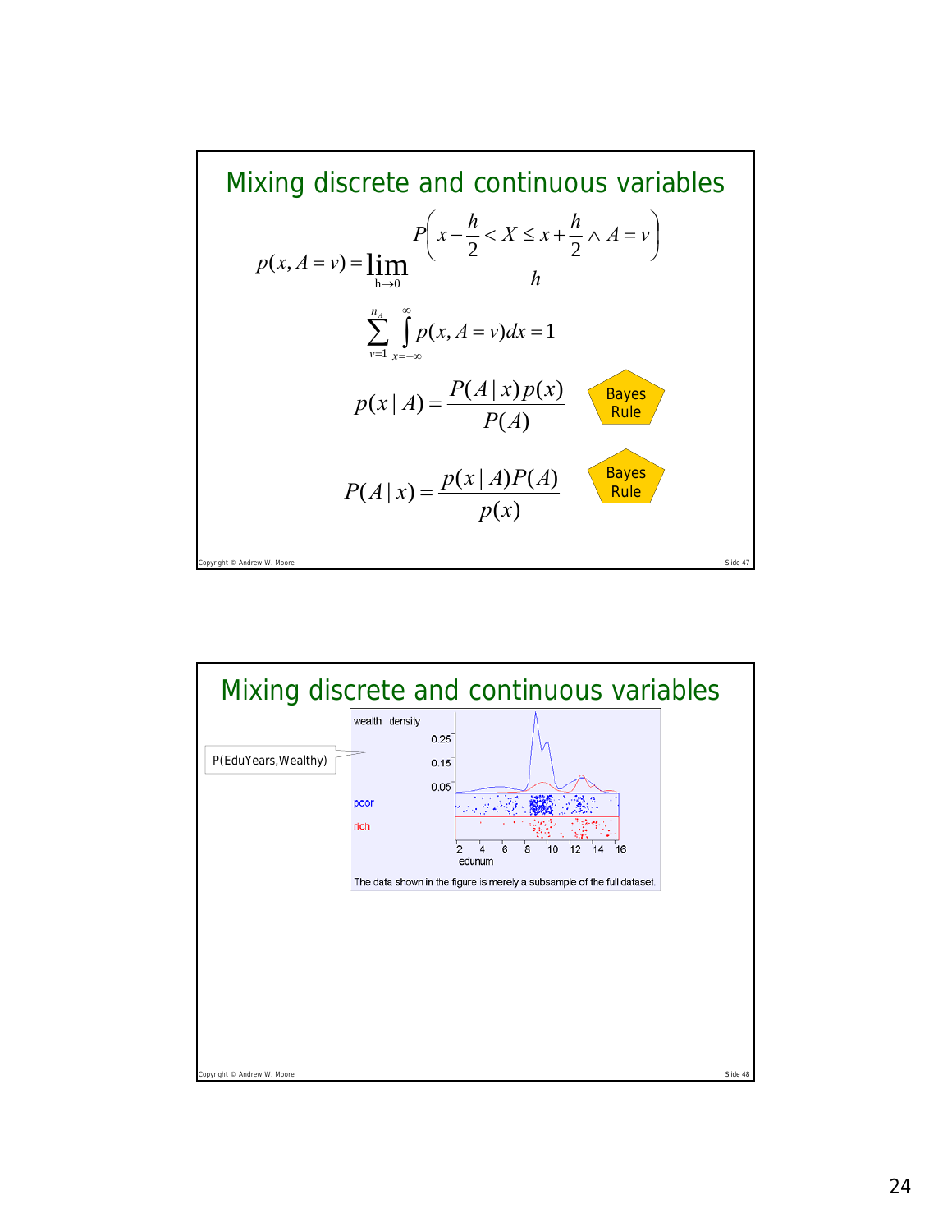## Mixing discrete and continuous variables

$$p(x, A=v) = \lim_{h \to 0} \frac{P\left(x - \frac{h}{2} < X \le x + \frac{h}{2} \wedge A = v\right)}{h}$$

$$\sum_{v=1}^{n_A} \int_{x=-\infty}^{\infty} p(x, A=v)dx = 1$$

$$p(x \mid A) = \frac{P(A \mid x)p(x)}{P(A)}$$

Bayes Rule

$$P(A \mid x) = \frac{p(x \mid A)P(A)}{p(x)}$$

Bayes Rule

## Mixing discrete and continuous variables

P(EduYears,Wealthy)

wealth density

0.25

0.15

0.05

poor

rich

2 4 6 8 10 12 14 16

edunum

The data shown in the figure is merely a subsample of the full dataset.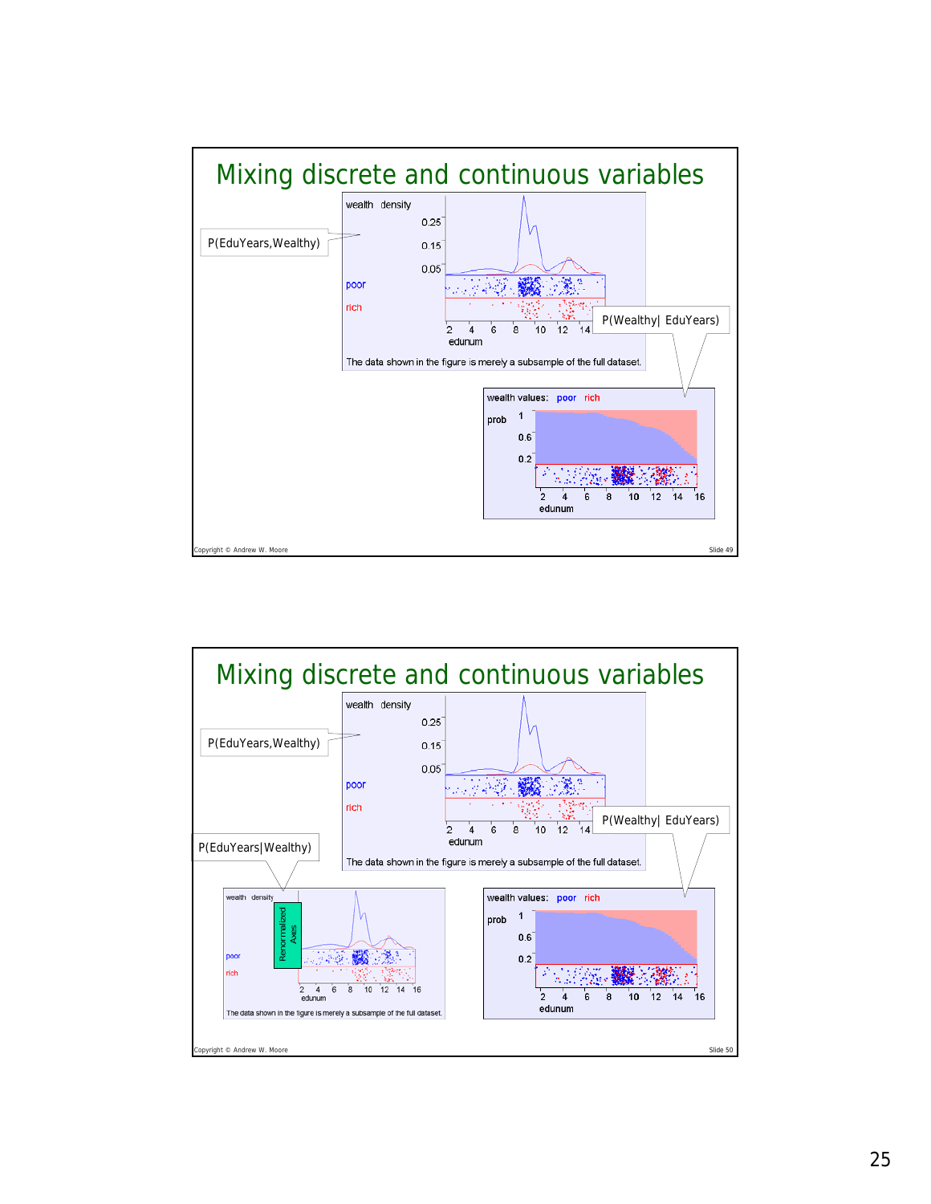# Mixing discrete and continuous variables

P(EduYears,Wealthy)

wealth density

0.25

0.15

0.05

poor

rich

2 4 6 8 10 12 14

edunum

The data shown in the figure is merely a subsample of the full dataset.

P(Wealthy| EduYears)

wealth values: poor rich

prob 1

0.6

0.2

2 4 6 8 10 12 14 16

edunum

# Mixing discrete and continuous variables

P(EduYears,Wealthy)

wealth density

0.25

0.15

0.05

poor

rich

2 4 6 8 10 12 14

edunum

The data shown in the figure is merely a subsample of the full dataset.

P(Wealthy| EduYears)

P(EduYears|Wealthy)

wealth density

Renormalized Axes

poor

rich

2 4 6 8 10 12 14 16

edunum

The data shown in the figure is merely a subsample of the full dataset.

wealth values: poor rich

prob 1

0.6

0.2

2 4 6 8 10 12 14 16

edunum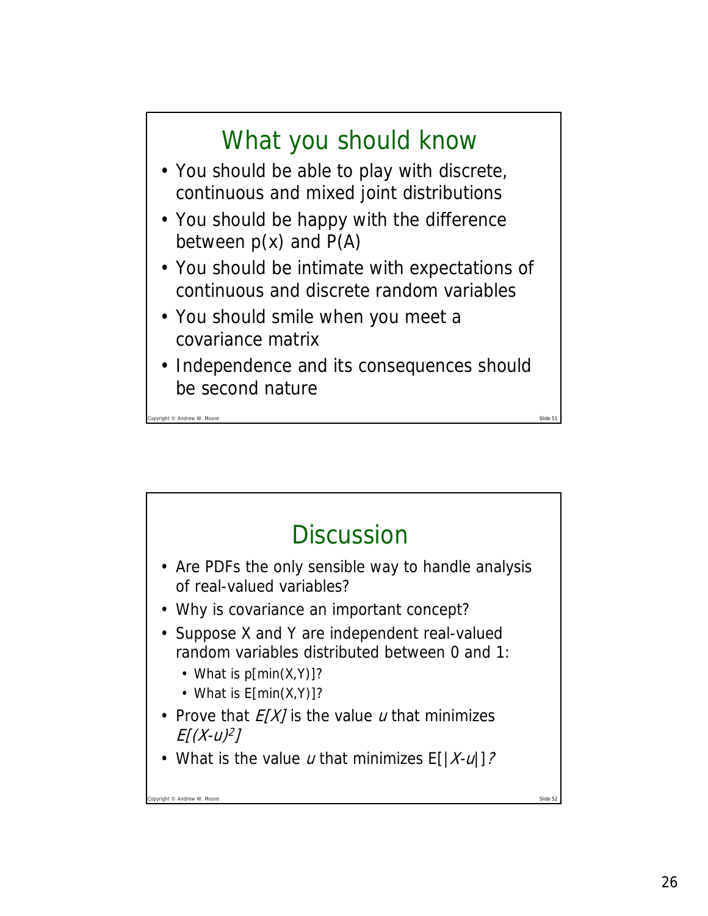## What you should know

- You should be able to play with discrete, continuous and mixed joint distributions
- You should be happy with the difference between p(x) and P(A)
- You should be intimate with expectations of continuous and discrete random variables
- You should smile when you meet a covariance matrix
- Independence and its consequences should be second nature

## Discussion

- Are PDFs the only sensible way to handle analysis of real-valued variables?
- Why is covariance an important concept?
- Suppose X and Y are independent real-valued random variables distributed between 0 and 1:
  - What is p[min(X,Y)]?
  - What is E[min(X,Y)]?
- Prove that $E[X]$ is the value $u$ that minimizes $E[(X-u)^2]$
- What is the value $u$ that minimizes $E[|X-u|]$?